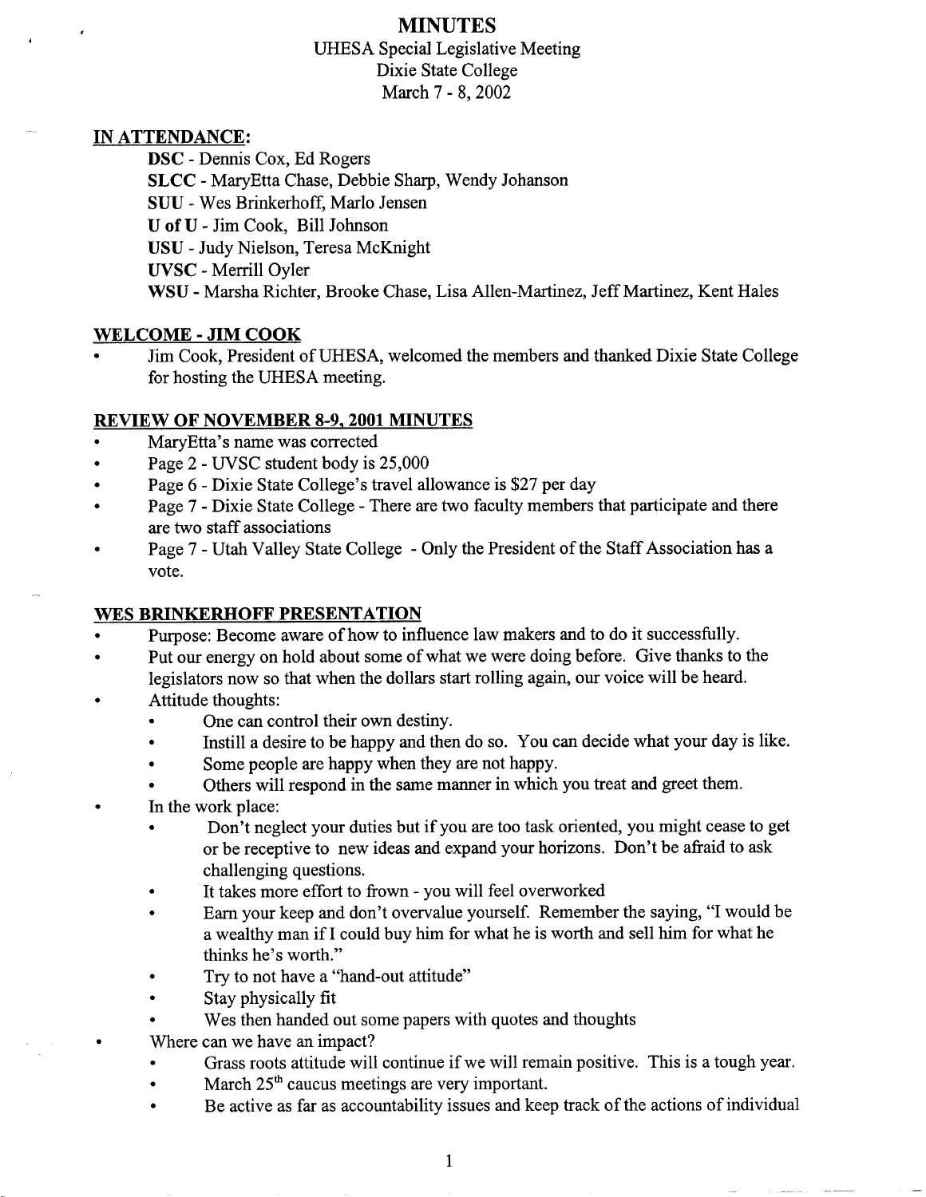# MINUTES

UHESA Special Legislative Meeting
Dixie State College
March 7 - 8, 2002

## IN ATTENDANCE:

**DSC** - Dennis Cox, Ed Rogers
**SLCC** - MaryEtta Chase, Debbie Sharp, Wendy Johanson
**SUU** - Wes Brinkerhoff, Marlo Jensen
**U of U** - Jim Cook, Bill Johnson
**USU** - Judy Nielson, Teresa McKnight
**UVSC** - Merrill Oyler
**WSU** - Marsha Richter, Brooke Chase, Lisa Allen-Martinez, Jeff Martinez, Kent Hales

## WELCOME - JIM COOK

- Jim Cook, President of UHESA, welcomed the members and thanked Dixie State College for hosting the UHESA meeting.

## REVIEW OF NOVEMBER 8-9, 2001 MINUTES

- MaryEtta's name was corrected
- Page 2 - UVSC student body is 25,000
- Page 6 - Dixie State College's travel allowance is $27 per day
- Page 7 - Dixie State College - There are two faculty members that participate and there are two staff associations
- Page 7 - Utah Valley State College - Only the President of the Staff Association has a vote.

## WES BRINKERHOFF PRESENTATION

- Purpose: Become aware of how to influence law makers and to do it successfully.
- Put our energy on hold about some of what we were doing before. Give thanks to the legislators now so that when the dollars start rolling again, our voice will be heard.
- Attitude thoughts:
  - One can control their own destiny.
  - Instill a desire to be happy and then do so. You can decide what your day is like.
  - Some people are happy when they are not happy.
  - Others will respond in the same manner in which you treat and greet them.
- In the work place:
  - Don't neglect your duties but if you are too task oriented, you might cease to get or be receptive to new ideas and expand your horizons. Don't be afraid to ask challenging questions.
  - It takes more effort to frown - you will feel overworked
  - Earn your keep and don't overvalue yourself. Remember the saying, "I would be a wealthy man if I could buy him for what he is worth and sell him for what he thinks he's worth."
  - Try to not have a "hand-out attitude"
  - Stay physically fit
  - Wes then handed out some papers with quotes and thoughts
- Where can we have an impact?
  - Grass roots attitude will continue if we will remain positive. This is a tough year.
  - March 25th caucus meetings are very important.
  - Be active as far as accountability issues and keep track of the actions of individual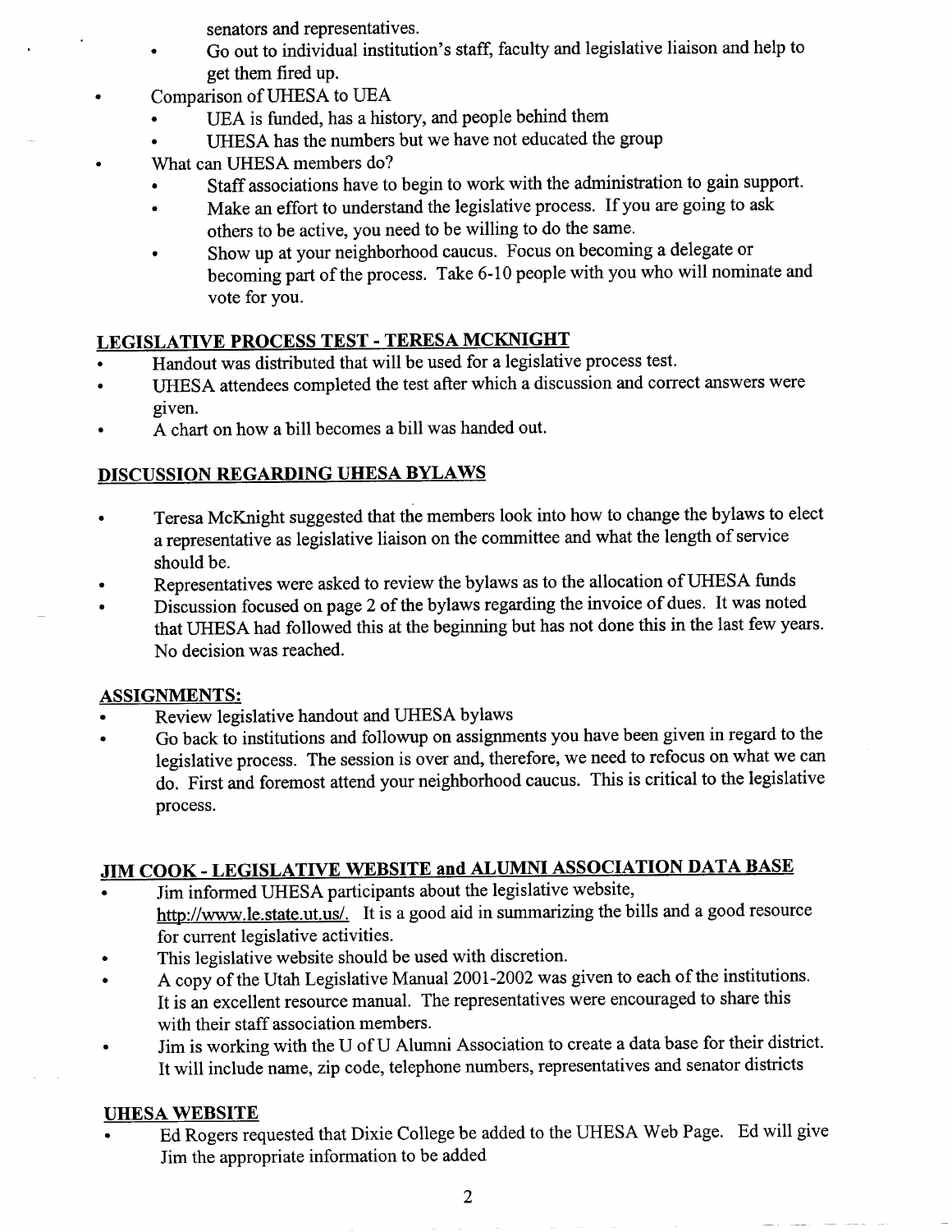senators and representatives.
    - Go out to individual institution's staff, faculty and legislative liaison and help to get them fired up.
- Comparison of UHESA to UEA
    - UEA is funded, has a history, and people behind them
    - UHESA has the numbers but we have not educated the group
- What can UHESA members do?
    - Staff associations have to begin to work with the administration to gain support.
    - Make an effort to understand the legislative process. If you are going to ask others to be active, you need to be willing to do the same.
    - Show up at your neighborhood caucus. Focus on becoming a delegate or becoming part of the process. Take 6-10 people with you who will nominate and vote for you.

## LEGISLATIVE PROCESS TEST - TERESA MCKNIGHT

- Handout was distributed that will be used for a legislative process test.
- UHESA attendees completed the test after which a discussion and correct answers were given.
- A chart on how a bill becomes a bill was handed out.

## DISCUSSION REGARDING UHESA BYLAWS

- Teresa McKnight suggested that the members look into how to change the bylaws to elect a representative as legislative liaison on the committee and what the length of service should be.
- Representatives were asked to review the bylaws as to the allocation of UHESA funds
- Discussion focused on page 2 of the bylaws regarding the invoice of dues. It was noted that UHESA had followed this at the beginning but has not done this in the last few years. No decision was reached.

## ASSIGNMENTS:

- Review legislative handout and UHESA bylaws
- Go back to institutions and followup on assignments you have been given in regard to the legislative process. The session is over and, therefore, we need to refocus on what we can do. First and foremost attend your neighborhood caucus. This is critical to the legislative process.

## JIM COOK - LEGISLATIVE WEBSITE and ALUMNI ASSOCIATION DATA BASE

- Jim informed UHESA participants about the legislative website, http://www.le.state.ut.us/. It is a good aid in summarizing the bills and a good resource for current legislative activities.
- This legislative website should be used with discretion.
- A copy of the Utah Legislative Manual 2001-2002 was given to each of the institutions. It is an excellent resource manual. The representatives were encouraged to share this with their staff association members.
- Jim is working with the U of U Alumni Association to create a data base for their district. It will include name, zip code, telephone numbers, representatives and senator districts

## UHESA WEBSITE

- Ed Rogers requested that Dixie College be added to the UHESA Web Page. Ed will give Jim the appropriate information to be added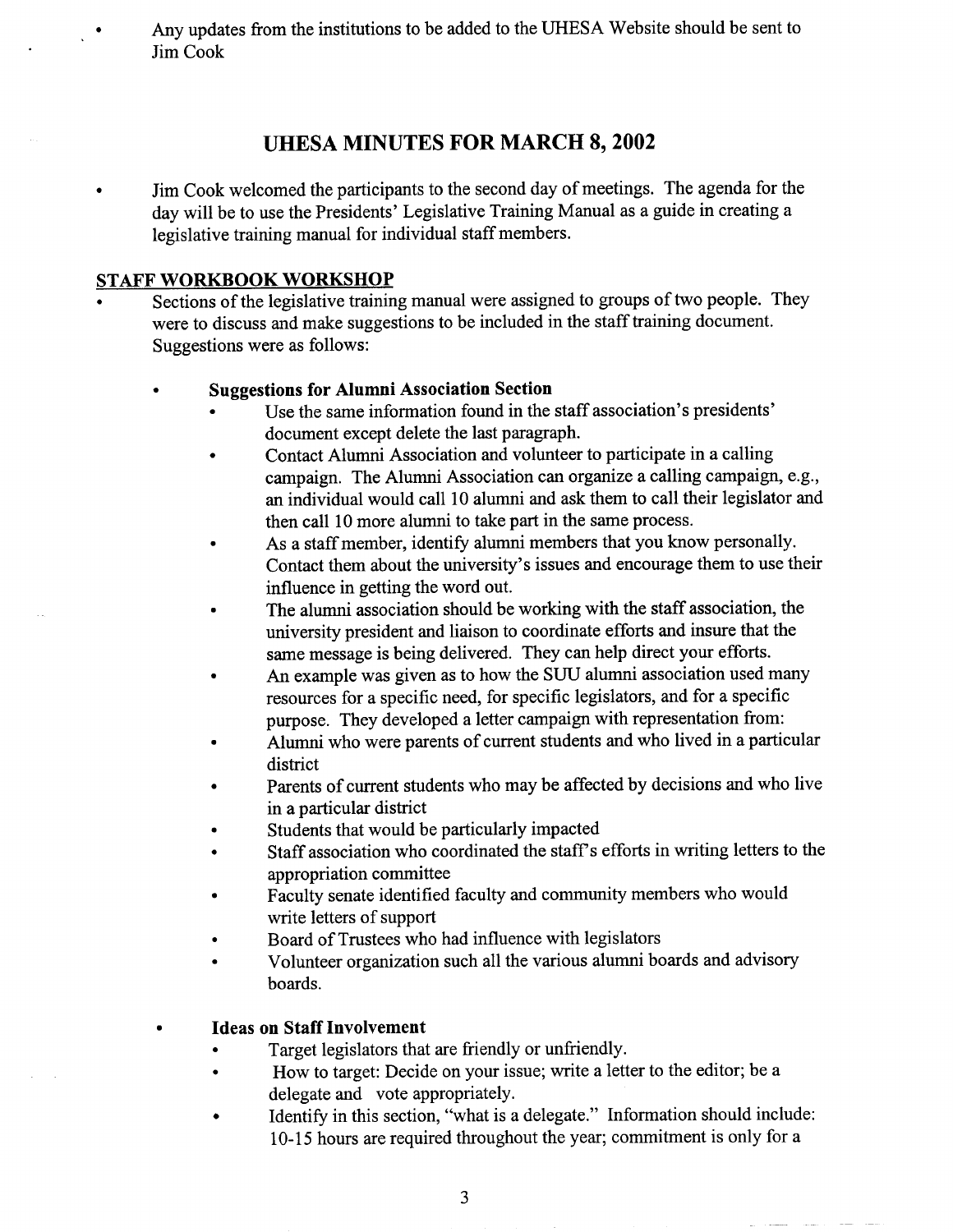- Any updates from the institutions to be added to the UHESA Website should be sent to Jim Cook

## UHESA MINUTES FOR MARCH 8, 2002

- Jim Cook welcomed the participants to the second day of meetings. The agenda for the day will be to use the Presidents' Legislative Training Manual as a guide in creating a legislative training manual for individual staff members.

### STAFF WORKBOOK WORKSHOP

- Sections of the legislative training manual were assigned to groups of two people. They were to discuss and make suggestions to be included in the staff training document. Suggestions were as follows:

  - **Suggestions for Alumni Association Section**
    - Use the same information found in the staff association's presidents' document except delete the last paragraph.
    - Contact Alumni Association and volunteer to participate in a calling campaign. The Alumni Association can organize a calling campaign, e.g., an individual would call 10 alumni and ask them to call their legislator and then call 10 more alumni to take part in the same process.
    - As a staff member, identify alumni members that you know personally. Contact them about the university's issues and encourage them to use their influence in getting the word out.
    - The alumni association should be working with the staff association, the university president and liaison to coordinate efforts and insure that the same message is being delivered. They can help direct your efforts.
    - An example was given as to how the SUU alumni association used many resources for a specific need, for specific legislators, and for a specific purpose. They developed a letter campaign with representation from:
    - Alumni who were parents of current students and who lived in a particular district
    - Parents of current students who may be affected by decisions and who live in a particular district
    - Students that would be particularly impacted
    - Staff association who coordinated the staff's efforts in writing letters to the appropriation committee
    - Faculty senate identified faculty and community members who would write letters of support
    - Board of Trustees who had influence with legislators
    - Volunteer organization such all the various alumni boards and advisory boards.

  - **Ideas on Staff Involvement**
    - Target legislators that are friendly or unfriendly.
    - How to target: Decide on your issue; write a letter to the editor; be a delegate and vote appropriately.
    - Identify in this section, "what is a delegate." Information should include: 10-15 hours are required throughout the year; commitment is only for a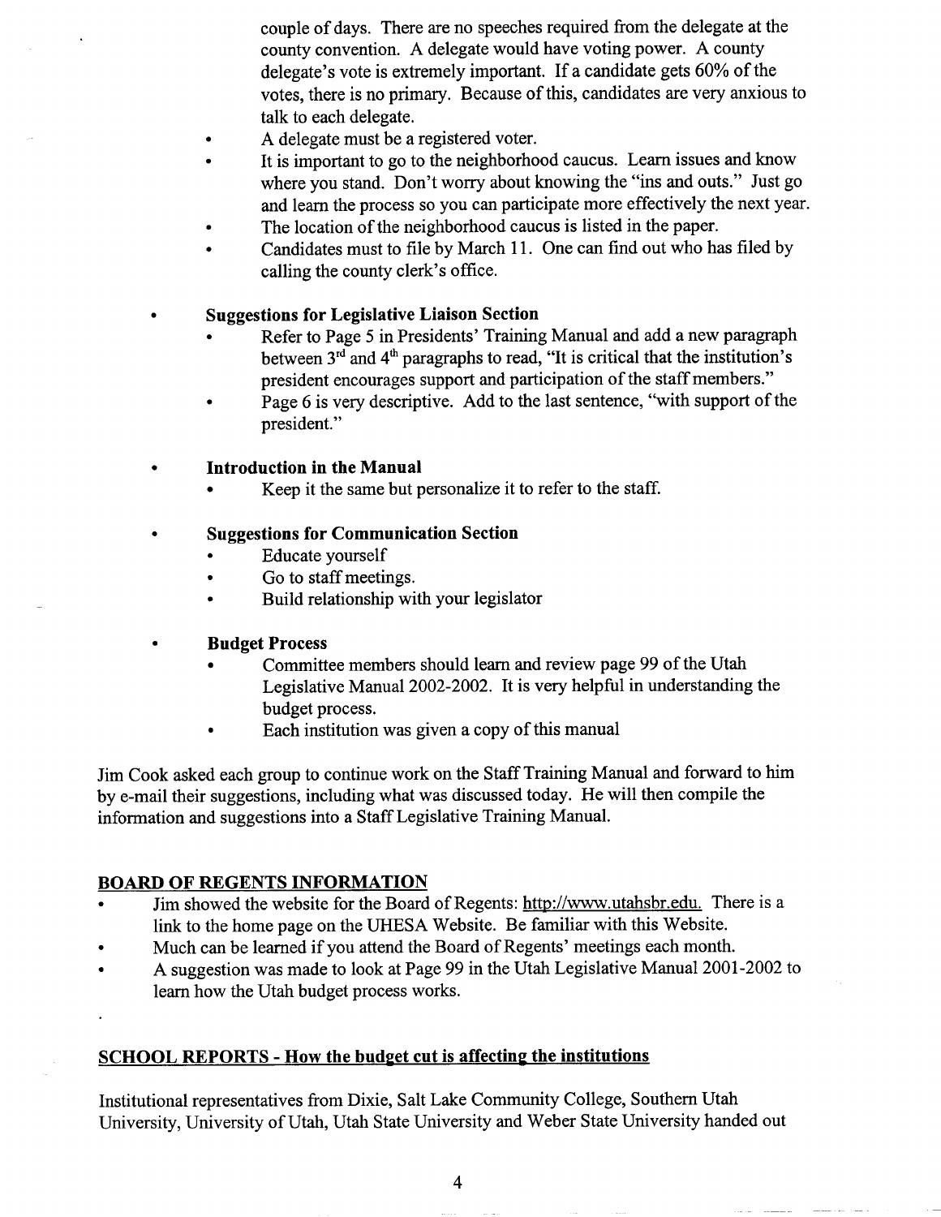couple of days. There are no speeches required from the delegate at the county convention. A delegate would have voting power. A county delegate's vote is extremely important. If a candidate gets 60% of the votes, there is no primary. Because of this, candidates are very anxious to talk to each delegate.

- A delegate must be a registered voter.
- It is important to go to the neighborhood caucus. Learn issues and know where you stand. Don't worry about knowing the "ins and outs." Just go and learn the process so you can participate more effectively the next year.
- The location of the neighborhood caucus is listed in the paper.
- Candidates must to file by March 11. One can find out who has filed by calling the county clerk's office.

- **Suggestions for Legislative Liaison Section**
  - Refer to Page 5 in Presidents' Training Manual and add a new paragraph between 3rd and 4th paragraphs to read, "It is critical that the institution's president encourages support and participation of the staff members."
  - Page 6 is very descriptive. Add to the last sentence, "with support of the president."

- **Introduction in the Manual**
  - Keep it the same but personalize it to refer to the staff.

- **Suggestions for Communication Section**
  - Educate yourself
  - Go to staff meetings.
  - Build relationship with your legislator

- **Budget Process**
  - Committee members should learn and review page 99 of the Utah Legislative Manual 2002-2002. It is very helpful in understanding the budget process.
  - Each institution was given a copy of this manual

Jim Cook asked each group to continue work on the Staff Training Manual and forward to him by e-mail their suggestions, including what was discussed today. He will then compile the information and suggestions into a Staff Legislative Training Manual.

## BOARD OF REGENTS INFORMATION

- Jim showed the website for the Board of Regents: http://www.utahsbr.edu. There is a link to the home page on the UHESA Website. Be familiar with this Website.
- Much can be learned if you attend the Board of Regents' meetings each month.
- A suggestion was made to look at Page 99 in the Utah Legislative Manual 2001-2002 to learn how the Utah budget process works.

## SCHOOL REPORTS - How the budget cut is affecting the institutions

Institutional representatives from Dixie, Salt Lake Community College, Southern Utah University, University of Utah, Utah State University and Weber State University handed out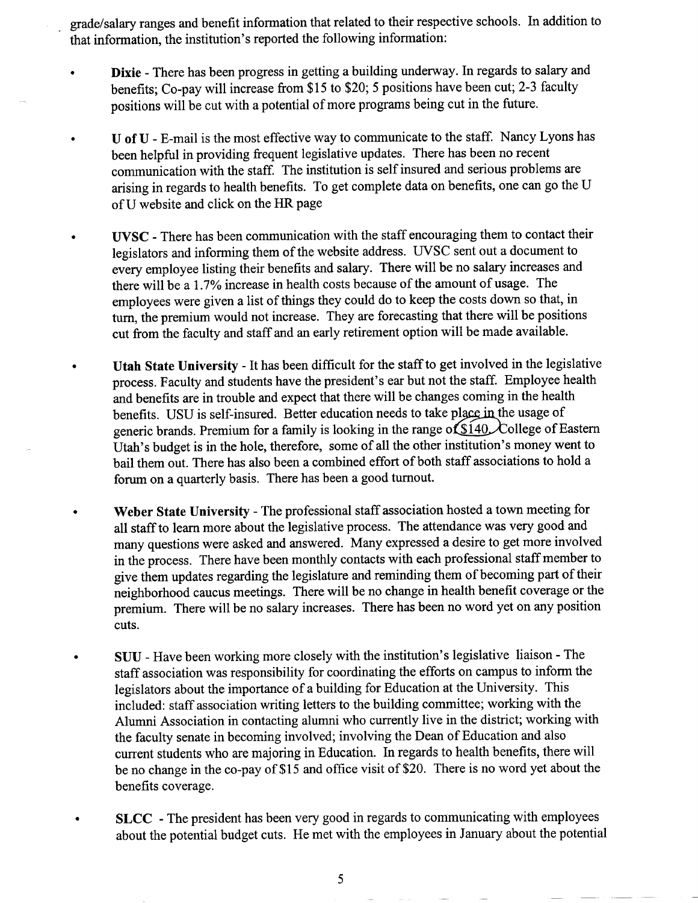grade/salary ranges and benefit information that related to their respective schools. In addition to that information, the institution's reported the following information:

- **Dixie** - There has been progress in getting a building underway. In regards to salary and benefits; Co-pay will increase from $15 to $20; 5 positions have been cut; 2-3 faculty positions will be cut with a potential of more programs being cut in the future.

- **U of U** - E-mail is the most effective way to communicate to the staff. Nancy Lyons has been helpful in providing frequent legislative updates. There has been no recent communication with the staff. The institution is self insured and serious problems are arising in regards to health benefits. To get complete data on benefits, one can go the U of U website and click on the HR page

- **UVSC** - There has been communication with the staff encouraging them to contact their legislators and informing them of the website address. UVSC sent out a document to every employee listing their benefits and salary. There will be no salary increases and there will be a 1.7% increase in health costs because of the amount of usage. The employees were given a list of things they could do to keep the costs down so that, in turn, the premium would not increase. They are forecasting that there will be positions cut from the faculty and staff and an early retirement option will be made available.

- **Utah State University** - It has been difficult for the staff to get involved in the legislative process. Faculty and students have the president's ear but not the staff. Employee health and benefits are in trouble and expect that there will be changes coming in the health benefits. USU is self-insured. Better education needs to take place in the usage of generic brands. Premium for a family is looking in the range of $140. College of Eastern Utah's budget is in the hole, therefore, some of all the other institution's money went to bail them out. There has also been a combined effort of both staff associations to hold a forum on a quarterly basis. There has been a good turnout.

- **Weber State University** - The professional staff association hosted a town meeting for all staff to learn more about the legislative process. The attendance was very good and many questions were asked and answered. Many expressed a desire to get more involved in the process. There have been monthly contacts with each professional staff member to give them updates regarding the legislature and reminding them of becoming part of their neighborhood caucus meetings. There will be no change in health benefit coverage or the premium. There will be no salary increases. There has been no word yet on any position cuts.

- **SUU** - Have been working more closely with the institution's legislative liaison - The staff association was responsibility for coordinating the efforts on campus to inform the legislators about the importance of a building for Education at the University. This included: staff association writing letters to the building committee; working with the Alumni Association in contacting alumni who currently live in the district; working with the faculty senate in becoming involved; involving the Dean of Education and also current students who are majoring in Education. In regards to health benefits, there will be no change in the co-pay of $15 and office visit of $20. There is no word yet about the benefits coverage.

- **SLCC** - The president has been very good in regards to communicating with employees about the potential budget cuts. He met with the employees in January about the potential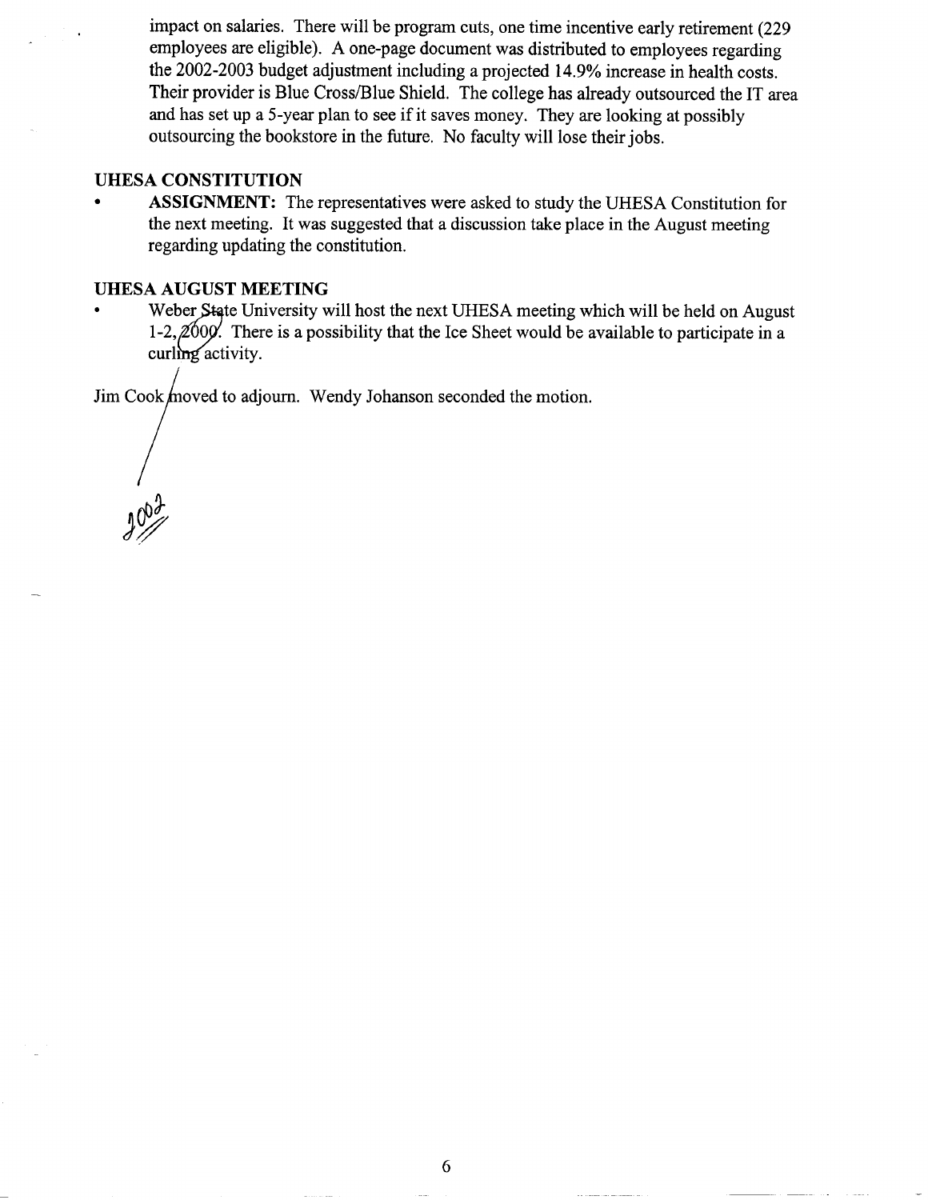impact on salaries. There will be program cuts, one time incentive early retirement (229 employees are eligible). A one-page document was distributed to employees regarding the 2002-2003 budget adjustment including a projected 14.9% increase in health costs. Their provider is Blue Cross/Blue Shield. The college has already outsourced the IT area and has set up a 5-year plan to see if it saves money. They are looking at possibly outsourcing the bookstore in the future. No faculty will lose their jobs.

**UHESA CONSTITUTION**

- **ASSIGNMENT:** The representatives were asked to study the UHESA Constitution for the next meeting. It was suggested that a discussion take place in the August meeting regarding updating the constitution.

**UHESA AUGUST MEETING**

- Weber State University will host the next UHESA meeting which will be held on August 1-2, 2000. There is a possibility that the Ice Sheet would be available to participate in a curling activity.

Jim Cook moved to adjourn. Wendy Johanson seconded the motion.

2002